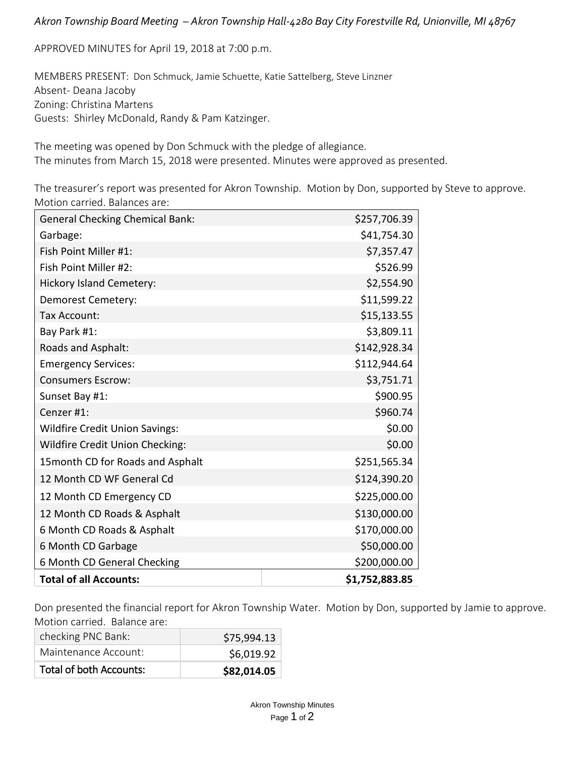*Akron Township Board Meeting – Akron Township Hall-4280 Bay City Forestville Rd, Unionville, MI 48767*

APPROVED MINUTES for April 19, 2018 at 7:00 p.m.

MEMBERS PRESENT: Don Schmuck, Jamie Schuette, Katie Sattelberg, Steve Linzner
Absent- Deana Jacoby
Zoning: Christina Martens
Guests: Shirley McDonald, Randy & Pam Katzinger.

The meeting was opened by Don Schmuck with the pledge of allegiance.
The minutes from March 15, 2018 were presented. Minutes were approved as presented.

The treasurer's report was presented for Akron Township. Motion by Don, supported by Steve to approve. Motion carried. Balances are:

| Account | Balance |
|---|---|
| General Checking Chemical Bank: | $257,706.39 |
| Garbage: | $41,754.30 |
| Fish Point Miller #1: | $7,357.47 |
| Fish Point Miller #2: | $526.99 |
| Hickory Island Cemetery: | $2,554.90 |
| Demorest Cemetery: | $11,599.22 |
| Tax Account: | $15,133.55 |
| Bay Park #1: | $3,809.11 |
| Roads and Asphalt: | $142,928.34 |
| Emergency Services: | $112,944.64 |
| Consumers Escrow: | $3,751.71 |
| Sunset Bay #1: | $900.95 |
| Cenzer #1: | $960.74 |
| Wildfire Credit Union Savings: | $0.00 |
| Wildfire Credit Union Checking: | $0.00 |
| 15month CD for Roads and Asphalt | $251,565.34 |
| 12 Month CD WF General Cd | $124,390.20 |
| 12 Month CD Emergency CD | $225,000.00 |
| 12 Month CD Roads & Asphalt | $130,000.00 |
| 6 Month CD Roads & Asphalt | $170,000.00 |
| 6 Month CD Garbage | $50,000.00 |
| 6 Month CD General Checking | $200,000.00 |
| **Total of all Accounts:** | **$1,752,883.85** |

Don presented the financial report for Akron Township Water. Motion by Don, supported by Jamie to approve. Motion carried. Balance are:

| Account | Balance |
|---|---|
| checking PNC Bank: | $75,994.13 |
| Maintenance Account: | $6,019.92 |
| Total of both Accounts: | **$82,014.05** |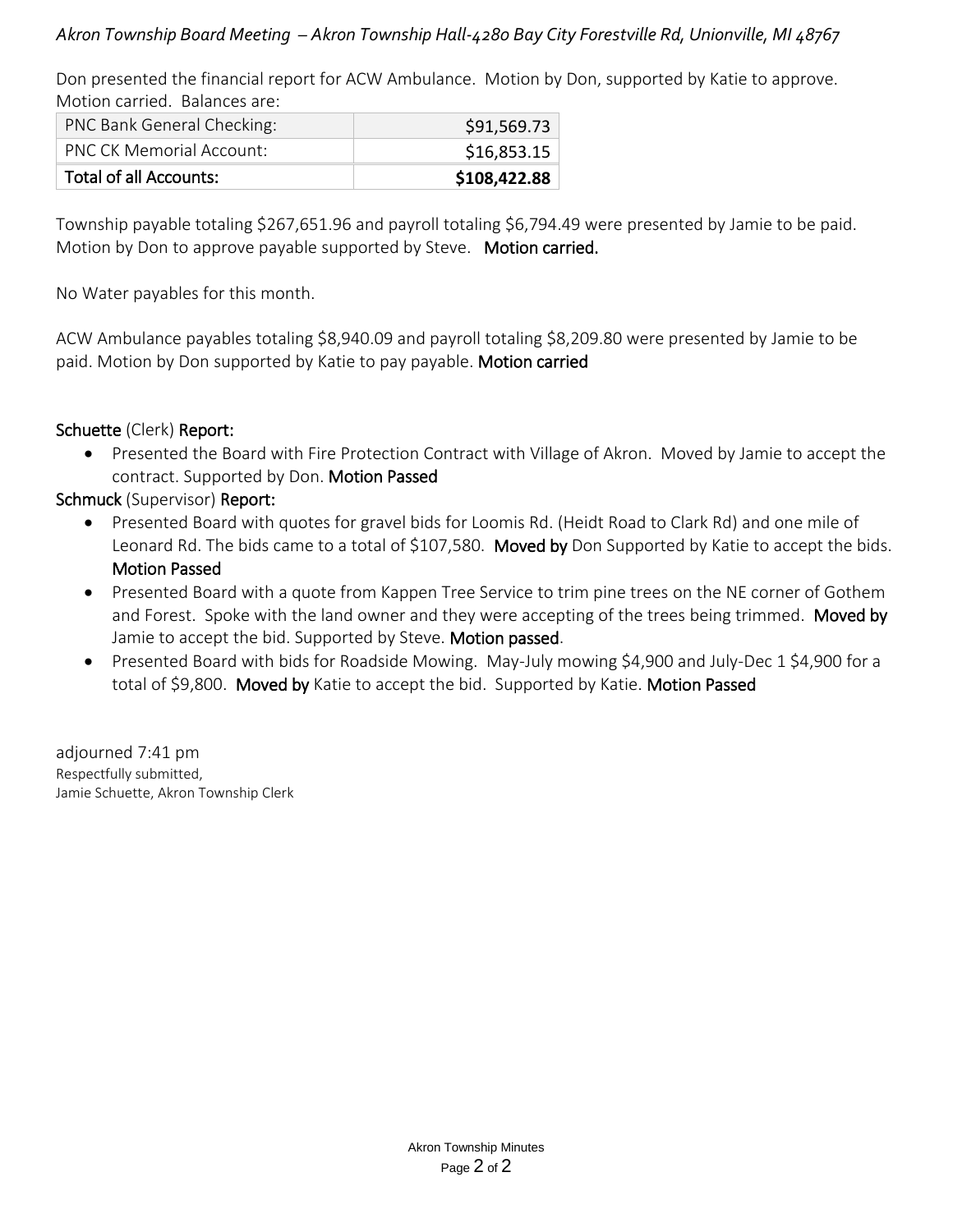Don presented the financial report for ACW Ambulance. Motion by Don, supported by Katie to approve. Motion carried. Balances are:

| | |
|---|---|
| PNC Bank General Checking: | $91,569.73 |
| PNC CK Memorial Account: | $16,853.15 |
| **Total of all Accounts:** | **$108,422.88** |

Township payable totaling $267,651.96 and payroll totaling $6,794.49 were presented by Jamie to be paid. Motion by Don to approve payable supported by Steve. **Motion carried.**

No Water payables for this month.

ACW Ambulance payables totaling $8,940.09 and payroll totaling $8,209.80 were presented by Jamie to be paid. Motion by Don supported by Katie to pay payable. **Motion carried**

**Schuette** (Clerk) **Report:**

- Presented the Board with Fire Protection Contract with Village of Akron. Moved by Jamie to accept the contract. Supported by Don. **Motion Passed**

**Schmuck** (Supervisor) **Report:**

- Presented Board with quotes for gravel bids for Loomis Rd. (Heidt Road to Clark Rd) and one mile of Leonard Rd. The bids came to a total of $107,580. **Moved by** Don Supported by Katie to accept the bids. **Motion Passed**
- Presented Board with a quote from Kappen Tree Service to trim pine trees on the NE corner of Gothem and Forest. Spoke with the land owner and they were accepting of the trees being trimmed. **Moved by** Jamie to accept the bid. Supported by Steve. **Motion passed**.
- Presented Board with bids for Roadside Mowing. May-July mowing $4,900 and July-Dec 1 $4,900 for a total of $9,800. **Moved by** Katie to accept the bid. Supported by Katie. **Motion Passed**

adjourned 7:41 pm

Respectfully submitted,
Jamie Schuette, Akron Township Clerk